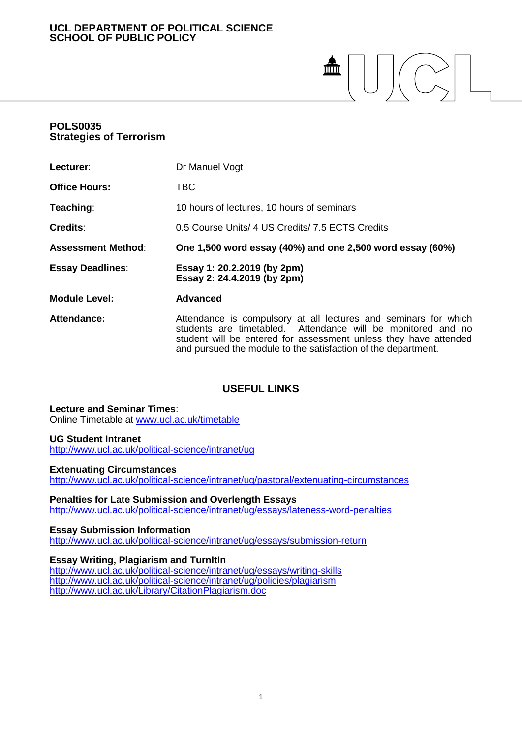**UCL DEPARTMENT OF POLITICAL SCIENCE**
**SCHOOL OF PUBLIC POLICY**

# POLS0035
# Strategies of Terrorism

| | |
|---|---|
| **Lecturer**: | Dr Manuel Vogt |
| **Office Hours:** | TBC |
| **Teaching**: | 10 hours of lectures, 10 hours of seminars |
| **Credits**: | 0.5 Course Units/ 4 US Credits/ 7.5 ECTS Credits |
| **Assessment Method**: | **One 1,500 word essay (40%) and one 2,500 word essay (60%)** |
| **Essay Deadlines**: | **Essay 1: 20.2.2019 (by 2pm)**<br>**Essay 2: 24.4.2019 (by 2pm)** |
| **Module Level:** | **Advanced** |
| **Attendance:** | Attendance is compulsory at all lectures and seminars for which students are timetabled. Attendance will be monitored and no student will be entered for assessment unless they have attended and pursued the module to the satisfaction of the department. |

## USEFUL LINKS

**Lecture and Seminar Times**:
Online Timetable at www.ucl.ac.uk/timetable

**UG Student Intranet**
http://www.ucl.ac.uk/political-science/intranet/ug

**Extenuating Circumstances**
http://www.ucl.ac.uk/political-science/intranet/ug/pastoral/extenuating-circumstances

**Penalties for Late Submission and Overlength Essays**
http://www.ucl.ac.uk/political-science/intranet/ug/essays/lateness-word-penalties

**Essay Submission Information**
http://www.ucl.ac.uk/political-science/intranet/ug/essays/submission-return

**Essay Writing, Plagiarism and TurnItIn**
http://www.ucl.ac.uk/political-science/intranet/ug/essays/writing-skills
http://www.ucl.ac.uk/political-science/intranet/ug/policies/plagiarism
http://www.ucl.ac.uk/Library/CitationPlagiarism.doc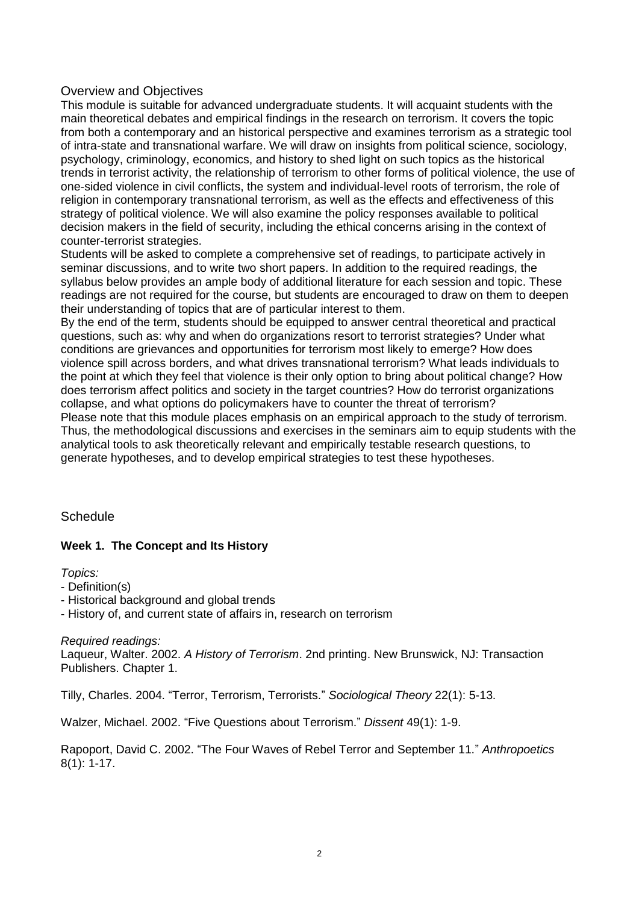## Overview and Objectives

This module is suitable for advanced undergraduate students. It will acquaint students with the main theoretical debates and empirical findings in the research on terrorism. It covers the topic from both a contemporary and an historical perspective and examines terrorism as a strategic tool of intra-state and transnational warfare. We will draw on insights from political science, sociology, psychology, criminology, economics, and history to shed light on such topics as the historical trends in terrorist activity, the relationship of terrorism to other forms of political violence, the use of one-sided violence in civil conflicts, the system and individual-level roots of terrorism, the role of religion in contemporary transnational terrorism, as well as the effects and effectiveness of this strategy of political violence. We will also examine the policy responses available to political decision makers in the field of security, including the ethical concerns arising in the context of counter-terrorist strategies.

Students will be asked to complete a comprehensive set of readings, to participate actively in seminar discussions, and to write two short papers. In addition to the required readings, the syllabus below provides an ample body of additional literature for each session and topic. These readings are not required for the course, but students are encouraged to draw on them to deepen their understanding of topics that are of particular interest to them.

By the end of the term, students should be equipped to answer central theoretical and practical questions, such as: why and when do organizations resort to terrorist strategies? Under what conditions are grievances and opportunities for terrorism most likely to emerge? How does violence spill across borders, and what drives transnational terrorism? What leads individuals to the point at which they feel that violence is their only option to bring about political change? How does terrorism affect politics and society in the target countries? How do terrorist organizations collapse, and what options do policymakers have to counter the threat of terrorism?

Please note that this module places emphasis on an empirical approach to the study of terrorism. Thus, the methodological discussions and exercises in the seminars aim to equip students with the analytical tools to ask theoretically relevant and empirically testable research questions, to generate hypotheses, and to develop empirical strategies to test these hypotheses.

## Schedule

### Week 1. The Concept and Its History

*Topics:*

- Definition(s)
- Historical background and global trends
- History of, and current state of affairs in, research on terrorism

*Required readings:*

Laqueur, Walter. 2002. *A History of Terrorism*. 2nd printing. New Brunswick, NJ: Transaction Publishers. Chapter 1.

Tilly, Charles. 2004. "Terror, Terrorism, Terrorists." *Sociological Theory* 22(1): 5-13.

Walzer, Michael. 2002. "Five Questions about Terrorism." *Dissent* 49(1): 1-9.

Rapoport, David C. 2002. "The Four Waves of Rebel Terror and September 11." *Anthropoetics* 8(1): 1-17.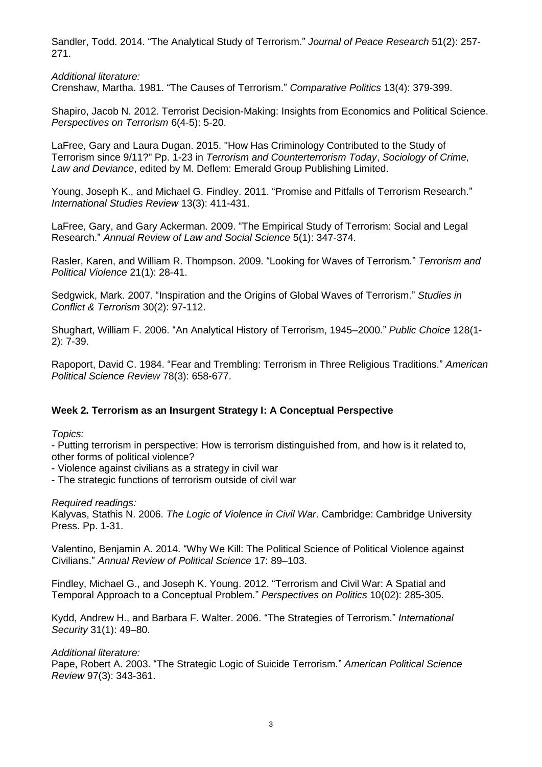Sandler, Todd. 2014. "The Analytical Study of Terrorism." *Journal of Peace Research* 51(2): 257-271.

*Additional literature:*

Crenshaw, Martha. 1981. "The Causes of Terrorism." *Comparative Politics* 13(4): 379-399.

Shapiro, Jacob N. 2012. Terrorist Decision-Making: Insights from Economics and Political Science. *Perspectives on Terrorism* 6(4-5): 5-20.

LaFree, Gary and Laura Dugan. 2015. "How Has Criminology Contributed to the Study of Terrorism since 9/11?" Pp. 1-23 in *Terrorism and Counterterrorism Today*, *Sociology of Crime, Law and Deviance*, edited by M. Deflem: Emerald Group Publishing Limited.

Young, Joseph K., and Michael G. Findley. 2011. "Promise and Pitfalls of Terrorism Research." *International Studies Review* 13(3): 411-431.

LaFree, Gary, and Gary Ackerman. 2009. "The Empirical Study of Terrorism: Social and Legal Research." *Annual Review of Law and Social Science* 5(1): 347-374.

Rasler, Karen, and William R. Thompson. 2009. "Looking for Waves of Terrorism." *Terrorism and Political Violence* 21(1): 28-41.

Sedgwick, Mark. 2007. "Inspiration and the Origins of Global Waves of Terrorism." *Studies in Conflict & Terrorism* 30(2): 97-112.

Shughart, William F. 2006. "An Analytical History of Terrorism, 1945–2000." *Public Choice* 128(1-2): 7-39.

Rapoport, David C. 1984. "Fear and Trembling: Terrorism in Three Religious Traditions." *American Political Science Review* 78(3): 658-677.

## Week 2. Terrorism as an Insurgent Strategy I: A Conceptual Perspective

*Topics:*

- Putting terrorism in perspective: How is terrorism distinguished from, and how is it related to, other forms of political violence?
- Violence against civilians as a strategy in civil war
- The strategic functions of terrorism outside of civil war

*Required readings:*

Kalyvas, Stathis N. 2006. *The Logic of Violence in Civil War*. Cambridge: Cambridge University Press. Pp. 1-31.

Valentino, Benjamin A. 2014. "Why We Kill: The Political Science of Political Violence against Civilians." *Annual Review of Political Science* 17: 89–103.

Findley, Michael G., and Joseph K. Young. 2012. "Terrorism and Civil War: A Spatial and Temporal Approach to a Conceptual Problem." *Perspectives on Politics* 10(02): 285-305.

Kydd, Andrew H., and Barbara F. Walter. 2006. "The Strategies of Terrorism." *International Security* 31(1): 49–80.

*Additional literature:*

Pape, Robert A. 2003. "The Strategic Logic of Suicide Terrorism." *American Political Science Review* 97(3): 343-361.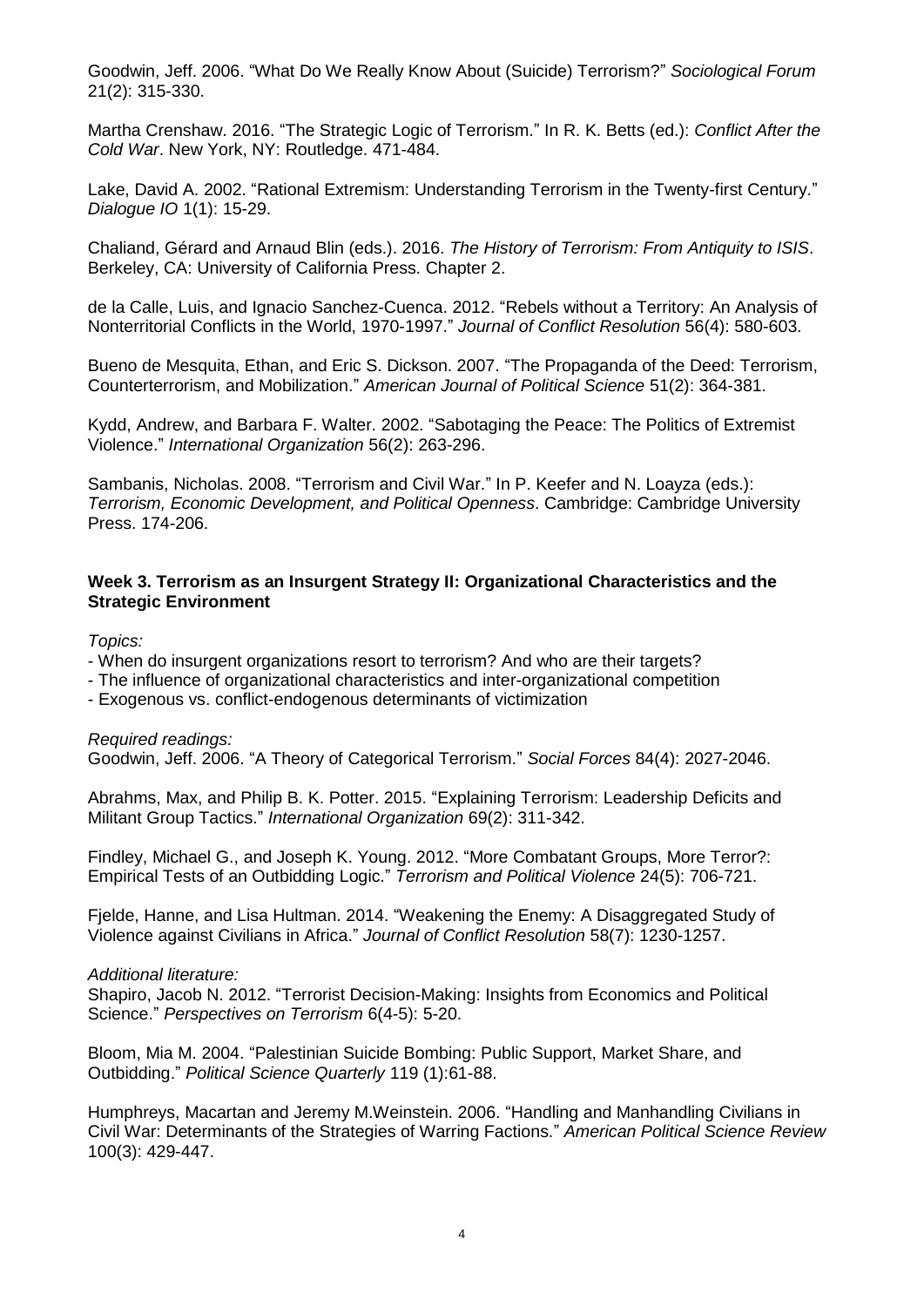Goodwin, Jeff. 2006. "What Do We Really Know About (Suicide) Terrorism?" *Sociological Forum* 21(2): 315-330.

Martha Crenshaw. 2016. "The Strategic Logic of Terrorism." In R. K. Betts (ed.): *Conflict After the Cold War*. New York, NY: Routledge. 471-484.

Lake, David A. 2002. "Rational Extremism: Understanding Terrorism in the Twenty-first Century." *Dialogue IO* 1(1): 15-29.

Chaliand, Gérard and Arnaud Blin (eds.). 2016. *The History of Terrorism: From Antiquity to ISIS*. Berkeley, CA: University of California Press. Chapter 2.

de la Calle, Luis, and Ignacio Sanchez-Cuenca. 2012. "Rebels without a Territory: An Analysis of Nonterritorial Conflicts in the World, 1970-1997." *Journal of Conflict Resolution* 56(4): 580-603.

Bueno de Mesquita, Ethan, and Eric S. Dickson. 2007. "The Propaganda of the Deed: Terrorism, Counterterrorism, and Mobilization." *American Journal of Political Science* 51(2): 364-381.

Kydd, Andrew, and Barbara F. Walter. 2002. "Sabotaging the Peace: The Politics of Extremist Violence." *International Organization* 56(2): 263-296.

Sambanis, Nicholas. 2008. "Terrorism and Civil War." In P. Keefer and N. Loayza (eds.): *Terrorism, Economic Development, and Political Openness*. Cambridge: Cambridge University Press. 174-206.

**Week 3. Terrorism as an Insurgent Strategy II: Organizational Characteristics and the Strategic Environment**

*Topics:*

- When do insurgent organizations resort to terrorism? And who are their targets?
- The influence of organizational characteristics and inter-organizational competition
- Exogenous vs. conflict-endogenous determinants of victimization

*Required readings:*

Goodwin, Jeff. 2006. "A Theory of Categorical Terrorism." *Social Forces* 84(4): 2027-2046.

Abrahms, Max, and Philip B. K. Potter. 2015. "Explaining Terrorism: Leadership Deficits and Militant Group Tactics." *International Organization* 69(2): 311-342.

Findley, Michael G., and Joseph K. Young. 2012. "More Combatant Groups, More Terror?: Empirical Tests of an Outbidding Logic." *Terrorism and Political Violence* 24(5): 706-721.

Fjelde, Hanne, and Lisa Hultman. 2014. "Weakening the Enemy: A Disaggregated Study of Violence against Civilians in Africa." *Journal of Conflict Resolution* 58(7): 1230-1257.

*Additional literature:*

Shapiro, Jacob N. 2012. "Terrorist Decision-Making: Insights from Economics and Political Science." *Perspectives on Terrorism* 6(4-5): 5-20.

Bloom, Mia M. 2004. "Palestinian Suicide Bombing: Public Support, Market Share, and Outbidding." *Political Science Quarterly* 119 (1):61-88.

Humphreys, Macartan and Jeremy M.Weinstein. 2006. "Handling and Manhandling Civilians in Civil War: Determinants of the Strategies of Warring Factions." *American Political Science Review* 100(3): 429-447.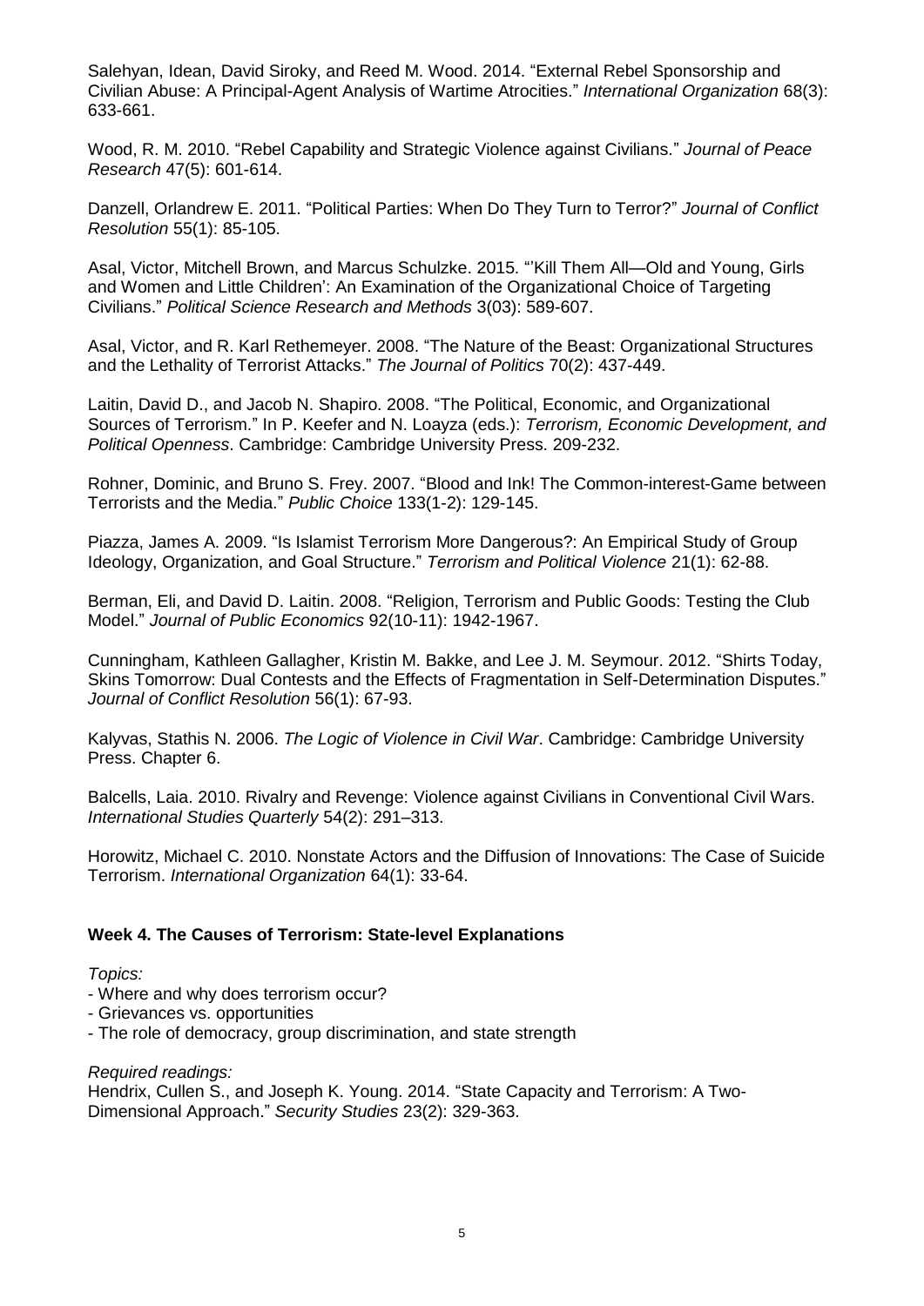Salehyan, Idean, David Siroky, and Reed M. Wood. 2014. "External Rebel Sponsorship and Civilian Abuse: A Principal-Agent Analysis of Wartime Atrocities." *International Organization* 68(3): 633-661.

Wood, R. M. 2010. "Rebel Capability and Strategic Violence against Civilians." *Journal of Peace Research* 47(5): 601-614.

Danzell, Orlandrew E. 2011. "Political Parties: When Do They Turn to Terror?" *Journal of Conflict Resolution* 55(1): 85-105.

Asal, Victor, Mitchell Brown, and Marcus Schulzke. 2015. "'Kill Them All—Old and Young, Girls and Women and Little Children': An Examination of the Organizational Choice of Targeting Civilians." *Political Science Research and Methods* 3(03): 589-607.

Asal, Victor, and R. Karl Rethemeyer. 2008. "The Nature of the Beast: Organizational Structures and the Lethality of Terrorist Attacks." *The Journal of Politics* 70(2): 437-449.

Laitin, David D., and Jacob N. Shapiro. 2008. "The Political, Economic, and Organizational Sources of Terrorism." In P. Keefer and N. Loayza (eds.): *Terrorism, Economic Development, and Political Openness*. Cambridge: Cambridge University Press. 209-232.

Rohner, Dominic, and Bruno S. Frey. 2007. "Blood and Ink! The Common-interest-Game between Terrorists and the Media." *Public Choice* 133(1-2): 129-145.

Piazza, James A. 2009. "Is Islamist Terrorism More Dangerous?: An Empirical Study of Group Ideology, Organization, and Goal Structure." *Terrorism and Political Violence* 21(1): 62-88.

Berman, Eli, and David D. Laitin. 2008. "Religion, Terrorism and Public Goods: Testing the Club Model." *Journal of Public Economics* 92(10-11): 1942-1967.

Cunningham, Kathleen Gallagher, Kristin M. Bakke, and Lee J. M. Seymour. 2012. "Shirts Today, Skins Tomorrow: Dual Contests and the Effects of Fragmentation in Self-Determination Disputes." *Journal of Conflict Resolution* 56(1): 67-93.

Kalyvas, Stathis N. 2006. *The Logic of Violence in Civil War*. Cambridge: Cambridge University Press. Chapter 6.

Balcells, Laia. 2010. Rivalry and Revenge: Violence against Civilians in Conventional Civil Wars. *International Studies Quarterly* 54(2): 291–313.

Horowitz, Michael C. 2010. Nonstate Actors and the Diffusion of Innovations: The Case of Suicide Terrorism. *International Organization* 64(1): 33-64.

**Week 4. The Causes of Terrorism: State-level Explanations**

*Topics:*

- Where and why does terrorism occur?
- Grievances vs. opportunities
- The role of democracy, group discrimination, and state strength

*Required readings:*

Hendrix, Cullen S., and Joseph K. Young. 2014. "State Capacity and Terrorism: A Two-Dimensional Approach." *Security Studies* 23(2): 329-363.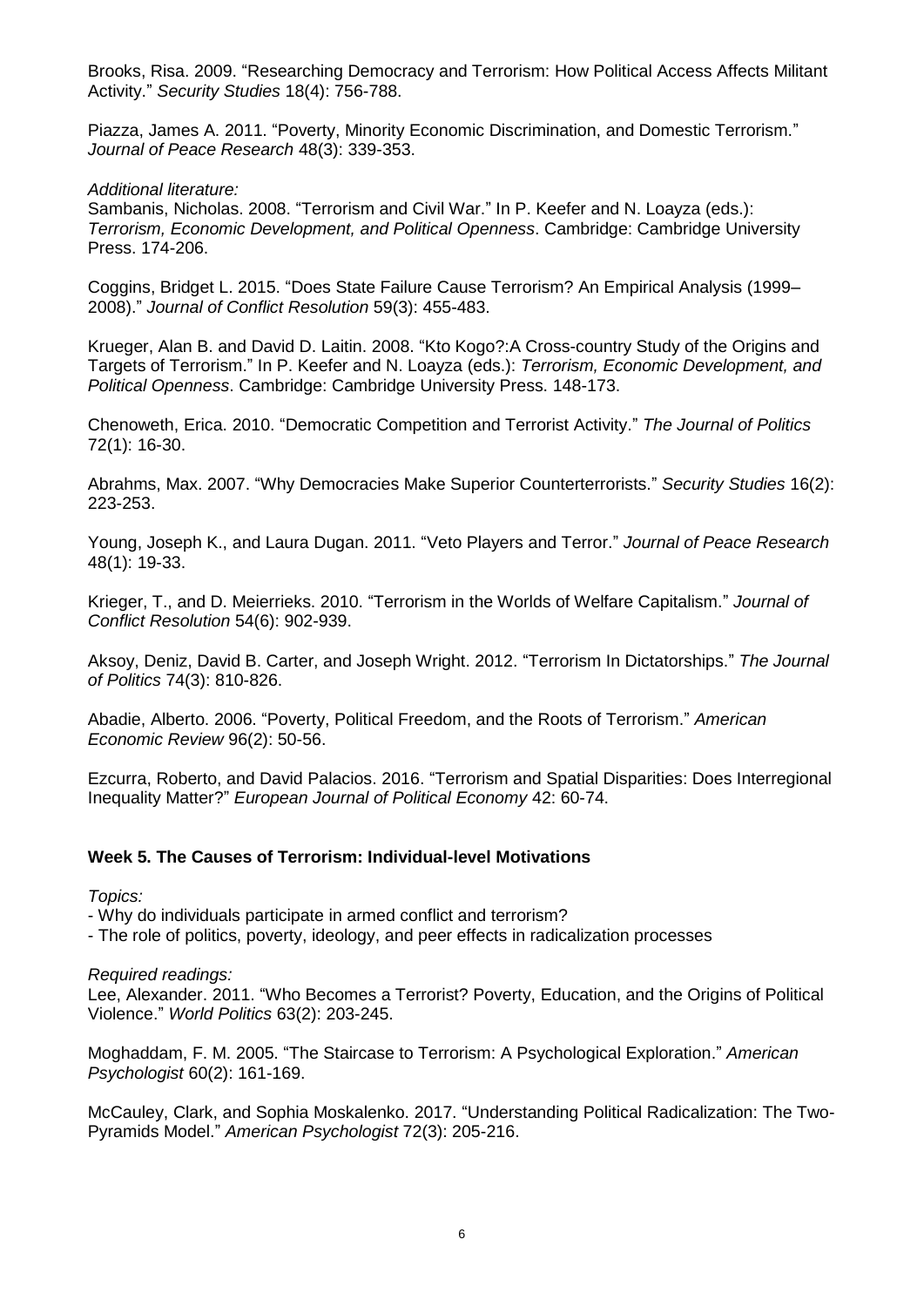Brooks, Risa. 2009. “Researching Democracy and Terrorism: How Political Access Affects Militant Activity.” *Security Studies* 18(4): 756-788.

Piazza, James A. 2011. “Poverty, Minority Economic Discrimination, and Domestic Terrorism.” *Journal of Peace Research* 48(3): 339-353.

*Additional literature:*

Sambanis, Nicholas. 2008. “Terrorism and Civil War.” In P. Keefer and N. Loayza (eds.): *Terrorism, Economic Development, and Political Openness*. Cambridge: Cambridge University Press. 174-206.

Coggins, Bridget L. 2015. “Does State Failure Cause Terrorism? An Empirical Analysis (1999–2008).” *Journal of Conflict Resolution* 59(3): 455-483.

Krueger, Alan B. and David D. Laitin. 2008. “Kto Kogo?:A Cross-country Study of the Origins and Targets of Terrorism.” In P. Keefer and N. Loayza (eds.): *Terrorism, Economic Development, and Political Openness*. Cambridge: Cambridge University Press. 148-173.

Chenoweth, Erica. 2010. “Democratic Competition and Terrorist Activity.” *The Journal of Politics* 72(1): 16-30.

Abrahms, Max. 2007. “Why Democracies Make Superior Counterterrorists.” *Security Studies* 16(2): 223-253.

Young, Joseph K., and Laura Dugan. 2011. “Veto Players and Terror.” *Journal of Peace Research* 48(1): 19-33.

Krieger, T., and D. Meierrieks. 2010. “Terrorism in the Worlds of Welfare Capitalism.” *Journal of Conflict Resolution* 54(6): 902-939.

Aksoy, Deniz, David B. Carter, and Joseph Wright. 2012. “Terrorism In Dictatorships.” *The Journal of Politics* 74(3): 810-826.

Abadie, Alberto. 2006. “Poverty, Political Freedom, and the Roots of Terrorism.” *American Economic Review* 96(2): 50-56.

Ezcurra, Roberto, and David Palacios. 2016. “Terrorism and Spatial Disparities: Does Interregional Inequality Matter?” *European Journal of Political Economy* 42: 60-74.

### Week 5. The Causes of Terrorism: Individual-level Motivations

*Topics:*

- Why do individuals participate in armed conflict and terrorism?
- The role of politics, poverty, ideology, and peer effects in radicalization processes

*Required readings:*

Lee, Alexander. 2011. “Who Becomes a Terrorist? Poverty, Education, and the Origins of Political Violence.” *World Politics* 63(2): 203-245.

Moghaddam, F. M. 2005. “The Staircase to Terrorism: A Psychological Exploration.” *American Psychologist* 60(2): 161-169.

McCauley, Clark, and Sophia Moskalenko. 2017. “Understanding Political Radicalization: The Two-Pyramids Model.” *American Psychologist* 72(3): 205-216.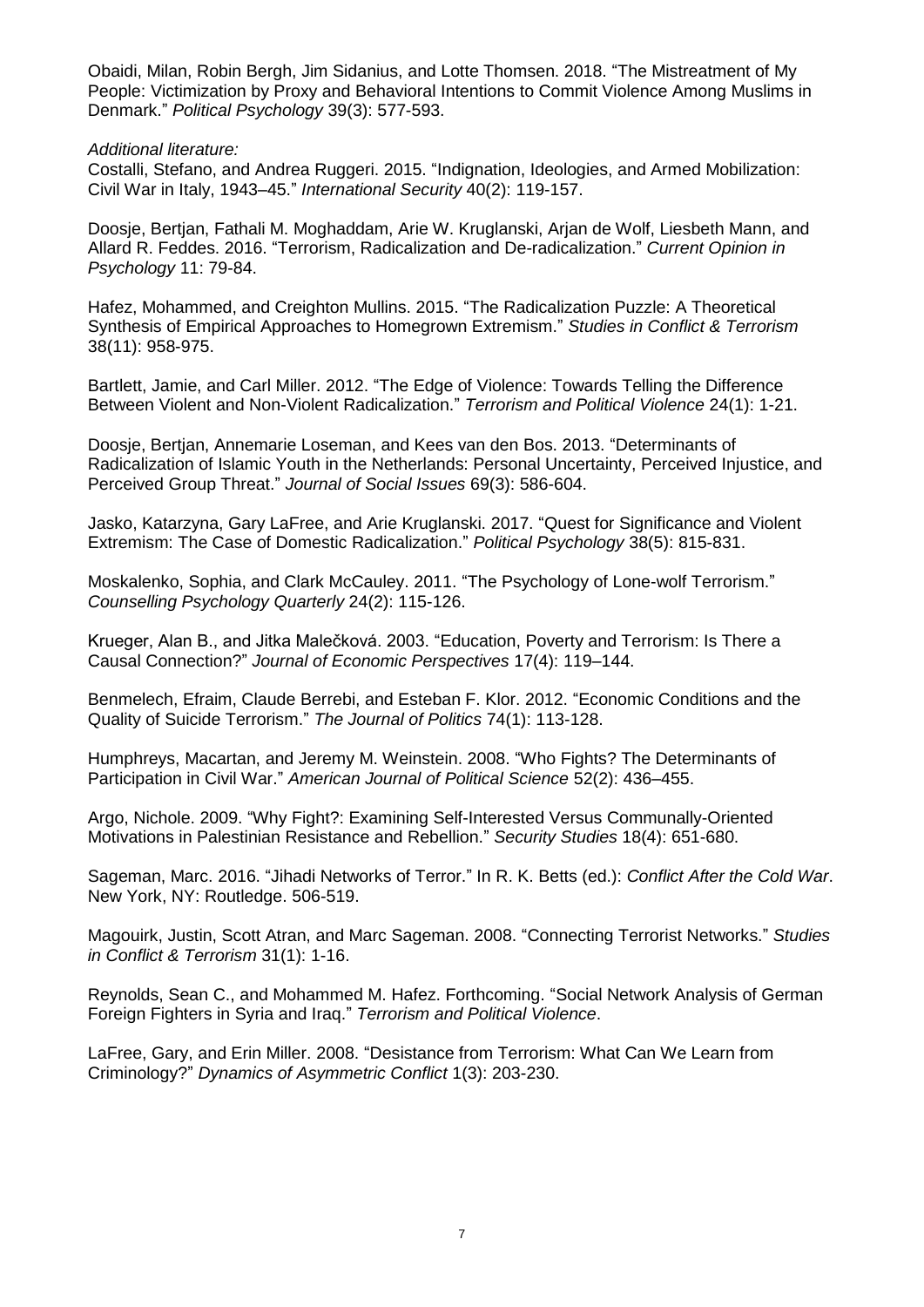Obaidi, Milan, Robin Bergh, Jim Sidanius, and Lotte Thomsen. 2018. "The Mistreatment of My People: Victimization by Proxy and Behavioral Intentions to Commit Violence Among Muslims in Denmark." *Political Psychology* 39(3): 577-593.

*Additional literature:*

Costalli, Stefano, and Andrea Ruggeri. 2015. "Indignation, Ideologies, and Armed Mobilization: Civil War in Italy, 1943–45." *International Security* 40(2): 119-157.

Doosje, Bertjan, Fathali M. Moghaddam, Arie W. Kruglanski, Arjan de Wolf, Liesbeth Mann, and Allard R. Feddes. 2016. "Terrorism, Radicalization and De-radicalization." *Current Opinion in Psychology* 11: 79-84.

Hafez, Mohammed, and Creighton Mullins. 2015. "The Radicalization Puzzle: A Theoretical Synthesis of Empirical Approaches to Homegrown Extremism." *Studies in Conflict & Terrorism* 38(11): 958-975.

Bartlett, Jamie, and Carl Miller. 2012. "The Edge of Violence: Towards Telling the Difference Between Violent and Non-Violent Radicalization." *Terrorism and Political Violence* 24(1): 1-21.

Doosje, Bertjan, Annemarie Loseman, and Kees van den Bos. 2013. "Determinants of Radicalization of Islamic Youth in the Netherlands: Personal Uncertainty, Perceived Injustice, and Perceived Group Threat." *Journal of Social Issues* 69(3): 586-604.

Jasko, Katarzyna, Gary LaFree, and Arie Kruglanski. 2017. "Quest for Significance and Violent Extremism: The Case of Domestic Radicalization." *Political Psychology* 38(5): 815-831.

Moskalenko, Sophia, and Clark McCauley. 2011. "The Psychology of Lone-wolf Terrorism." *Counselling Psychology Quarterly* 24(2): 115-126.

Krueger, Alan B., and Jitka Malečková. 2003. "Education, Poverty and Terrorism: Is There a Causal Connection?" *Journal of Economic Perspectives* 17(4): 119–144.

Benmelech, Efraim, Claude Berrebi, and Esteban F. Klor. 2012. "Economic Conditions and the Quality of Suicide Terrorism." *The Journal of Politics* 74(1): 113-128.

Humphreys, Macartan, and Jeremy M. Weinstein. 2008. "Who Fights? The Determinants of Participation in Civil War." *American Journal of Political Science* 52(2): 436–455.

Argo, Nichole. 2009. "Why Fight?: Examining Self-Interested Versus Communally-Oriented Motivations in Palestinian Resistance and Rebellion." *Security Studies* 18(4): 651-680.

Sageman, Marc. 2016. "Jihadi Networks of Terror." In R. K. Betts (ed.): *Conflict After the Cold War*. New York, NY: Routledge. 506-519.

Magouirk, Justin, Scott Atran, and Marc Sageman. 2008. "Connecting Terrorist Networks." *Studies in Conflict & Terrorism* 31(1): 1-16.

Reynolds, Sean C., and Mohammed M. Hafez. Forthcoming. "Social Network Analysis of German Foreign Fighters in Syria and Iraq." *Terrorism and Political Violence*.

LaFree, Gary, and Erin Miller. 2008. "Desistance from Terrorism: What Can We Learn from Criminology?" *Dynamics of Asymmetric Conflict* 1(3): 203-230.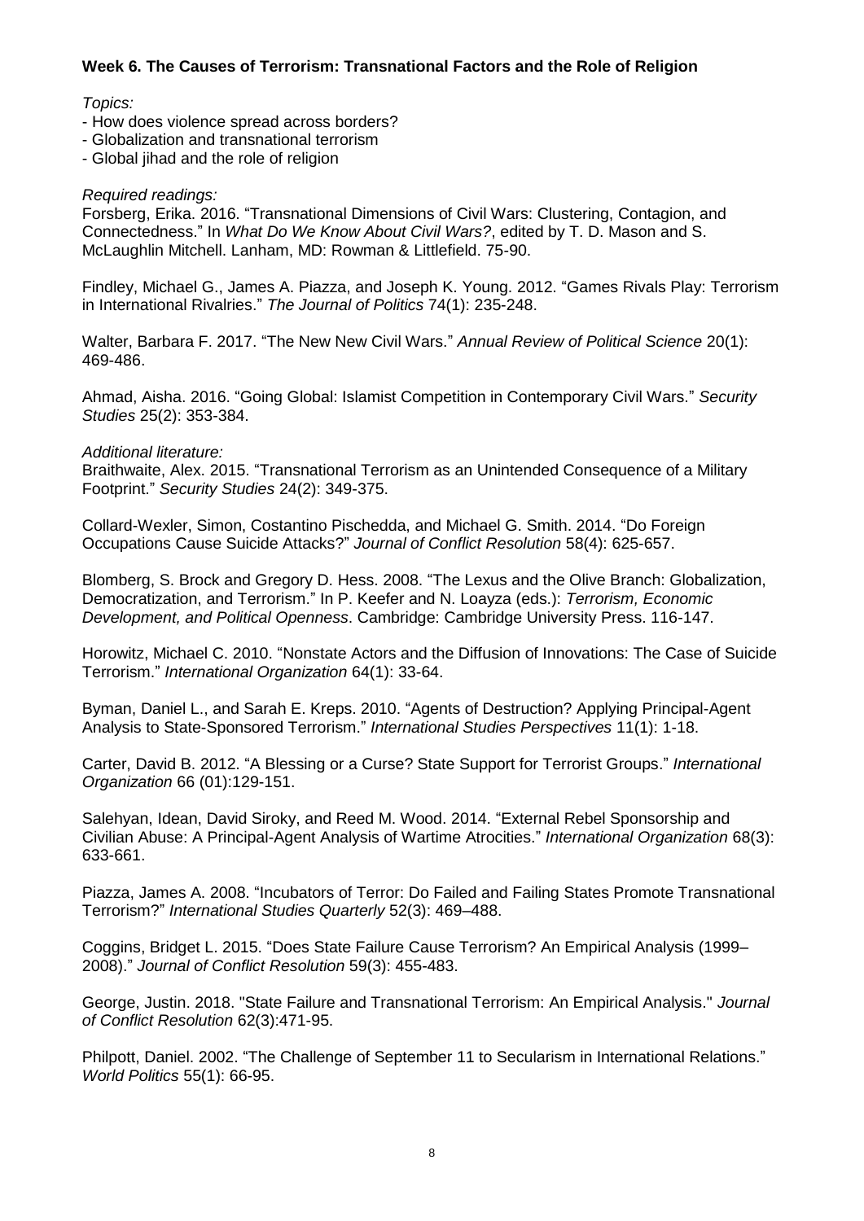**Week 6. The Causes of Terrorism: Transnational Factors and the Role of Religion**

*Topics:*

- How does violence spread across borders?
- Globalization and transnational terrorism
- Global jihad and the role of religion

*Required readings:*

Forsberg, Erika. 2016. "Transnational Dimensions of Civil Wars: Clustering, Contagion, and Connectedness." In *What Do We Know About Civil Wars?*, edited by T. D. Mason and S. McLaughlin Mitchell. Lanham, MD: Rowman & Littlefield. 75-90.

Findley, Michael G., James A. Piazza, and Joseph K. Young. 2012. "Games Rivals Play: Terrorism in International Rivalries." *The Journal of Politics* 74(1): 235-248.

Walter, Barbara F. 2017. "The New New Civil Wars." *Annual Review of Political Science* 20(1): 469-486.

Ahmad, Aisha. 2016. "Going Global: Islamist Competition in Contemporary Civil Wars." *Security Studies* 25(2): 353-384.

*Additional literature:*

Braithwaite, Alex. 2015. "Transnational Terrorism as an Unintended Consequence of a Military Footprint." *Security Studies* 24(2): 349-375.

Collard-Wexler, Simon, Costantino Pischedda, and Michael G. Smith. 2014. "Do Foreign Occupations Cause Suicide Attacks?" *Journal of Conflict Resolution* 58(4): 625-657.

Blomberg, S. Brock and Gregory D. Hess. 2008. "The Lexus and the Olive Branch: Globalization, Democratization, and Terrorism." In P. Keefer and N. Loayza (eds.): *Terrorism, Economic Development, and Political Openness*. Cambridge: Cambridge University Press. 116-147.

Horowitz, Michael C. 2010. "Nonstate Actors and the Diffusion of Innovations: The Case of Suicide Terrorism." *International Organization* 64(1): 33-64.

Byman, Daniel L., and Sarah E. Kreps. 2010. "Agents of Destruction? Applying Principal-Agent Analysis to State-Sponsored Terrorism." *International Studies Perspectives* 11(1): 1-18.

Carter, David B. 2012. "A Blessing or a Curse? State Support for Terrorist Groups." *International Organization* 66 (01):129-151.

Salehyan, Idean, David Siroky, and Reed M. Wood. 2014. "External Rebel Sponsorship and Civilian Abuse: A Principal-Agent Analysis of Wartime Atrocities." *International Organization* 68(3): 633-661.

Piazza, James A. 2008. "Incubators of Terror: Do Failed and Failing States Promote Transnational Terrorism?" *International Studies Quarterly* 52(3): 469–488.

Coggins, Bridget L. 2015. "Does State Failure Cause Terrorism? An Empirical Analysis (1999–2008)." *Journal of Conflict Resolution* 59(3): 455-483.

George, Justin. 2018. "State Failure and Transnational Terrorism: An Empirical Analysis." *Journal of Conflict Resolution* 62(3):471-95.

Philpott, Daniel. 2002. "The Challenge of September 11 to Secularism in International Relations." *World Politics* 55(1): 66-95.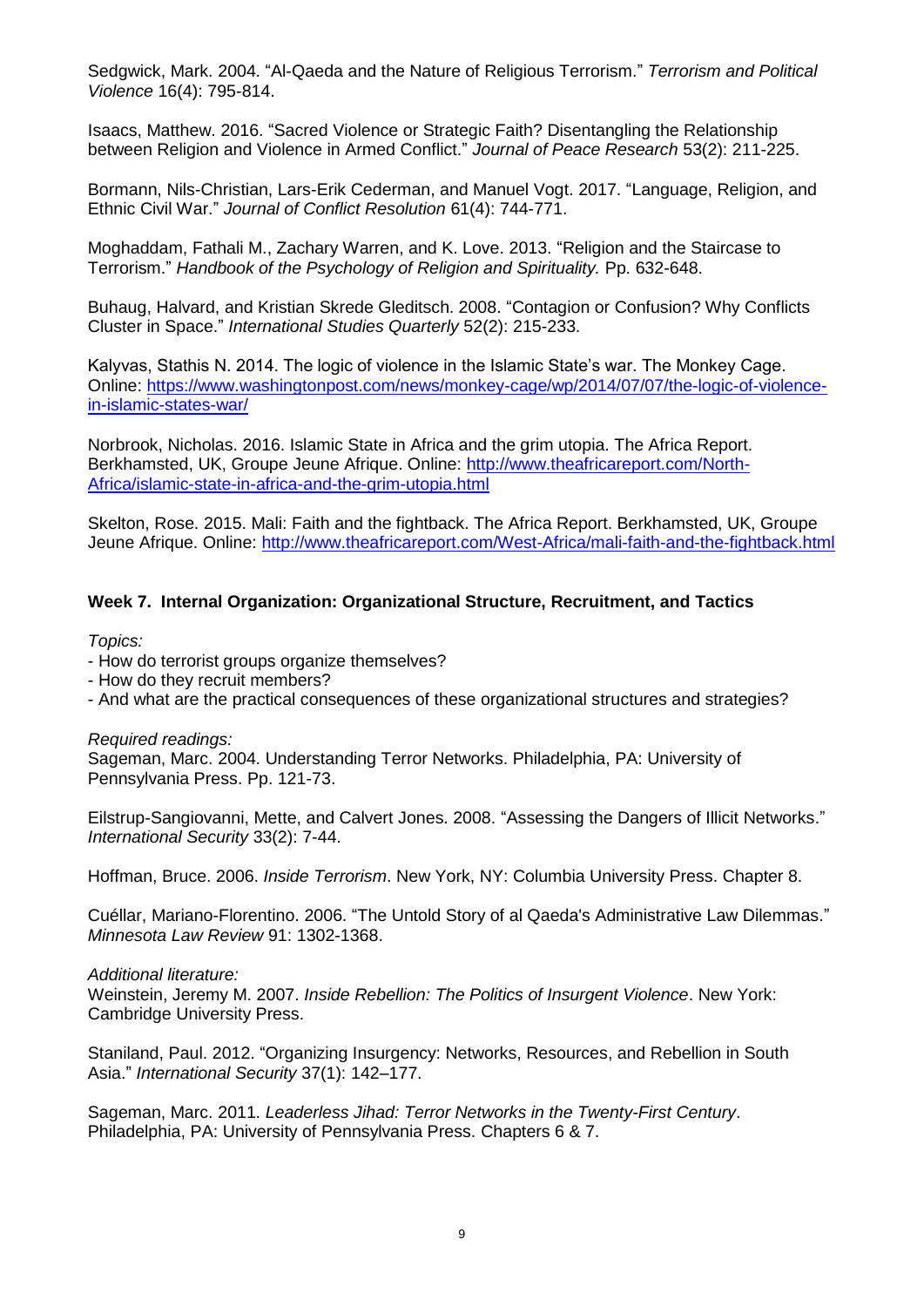Sedgwick, Mark. 2004. “Al-Qaeda and the Nature of Religious Terrorism.” *Terrorism and Political Violence* 16(4): 795-814.

Isaacs, Matthew. 2016. “Sacred Violence or Strategic Faith? Disentangling the Relationship between Religion and Violence in Armed Conflict.” *Journal of Peace Research* 53(2): 211-225.

Bormann, Nils-Christian, Lars-Erik Cederman, and Manuel Vogt. 2017. “Language, Religion, and Ethnic Civil War.” *Journal of Conflict Resolution* 61(4): 744-771.

Moghaddam, Fathali M., Zachary Warren, and K. Love. 2013. “Religion and the Staircase to Terrorism.” *Handbook of the Psychology of Religion and Spirituality.* Pp. 632-648.

Buhaug, Halvard, and Kristian Skrede Gleditsch. 2008. “Contagion or Confusion? Why Conflicts Cluster in Space.” *International Studies Quarterly* 52(2): 215-233.

Kalyvas, Stathis N. 2014. The logic of violence in the Islamic State’s war. The Monkey Cage. Online: https://www.washingtonpost.com/news/monkey-cage/wp/2014/07/07/the-logic-of-violence-in-islamic-states-war/

Norbrook, Nicholas. 2016. Islamic State in Africa and the grim utopia. The Africa Report. Berkhamsted, UK, Groupe Jeune Afrique. Online: http://www.theafricareport.com/North-Africa/islamic-state-in-africa-and-the-grim-utopia.html

Skelton, Rose. 2015. Mali: Faith and the fightback. The Africa Report. Berkhamsted, UK, Groupe Jeune Afrique. Online: http://www.theafricareport.com/West-Africa/mali-faith-and-the-fightback.html

### Week 7. Internal Organization: Organizational Structure, Recruitment, and Tactics

*Topics:*

- How do terrorist groups organize themselves?
- How do they recruit members?
- And what are the practical consequences of these organizational structures and strategies?

*Required readings:*

Sageman, Marc. 2004. Understanding Terror Networks. Philadelphia, PA: University of Pennsylvania Press. Pp. 121-73.

Eilstrup-Sangiovanni, Mette, and Calvert Jones. 2008. “Assessing the Dangers of Illicit Networks.” *International Security* 33(2): 7-44.

Hoffman, Bruce. 2006. *Inside Terrorism*. New York, NY: Columbia University Press. Chapter 8.

Cuéllar, Mariano-Florentino. 2006. “The Untold Story of al Qaeda's Administrative Law Dilemmas.” *Minnesota Law Review* 91: 1302-1368.

*Additional literature:*

Weinstein, Jeremy M. 2007. *Inside Rebellion: The Politics of Insurgent Violence*. New York: Cambridge University Press.

Staniland, Paul. 2012. “Organizing Insurgency: Networks, Resources, and Rebellion in South Asia.” *International Security* 37(1): 142–177.

Sageman, Marc. 2011. *Leaderless Jihad: Terror Networks in the Twenty-First Century*. Philadelphia, PA: University of Pennsylvania Press. Chapters 6 & 7.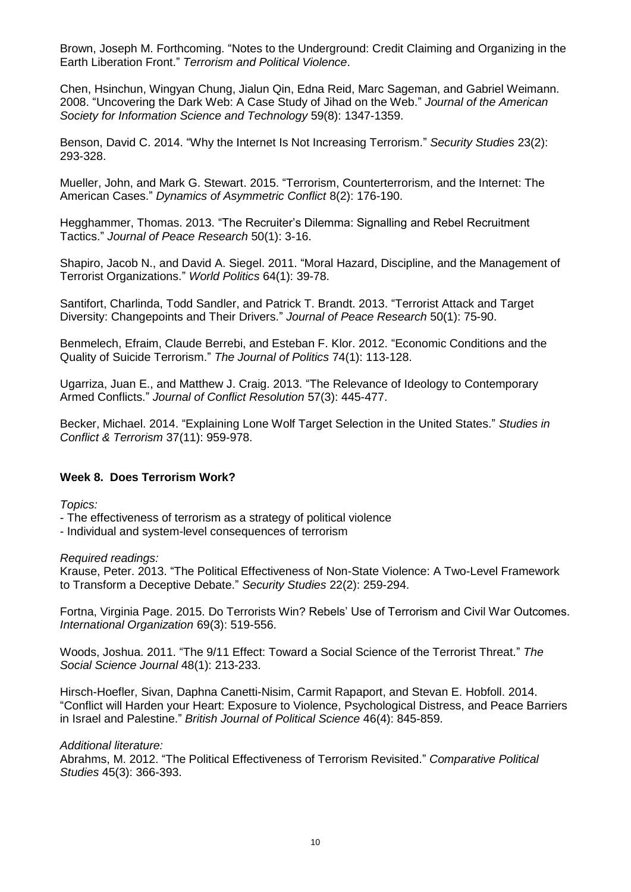Brown, Joseph M. Forthcoming. "Notes to the Underground: Credit Claiming and Organizing in the Earth Liberation Front." *Terrorism and Political Violence*.

Chen, Hsinchun, Wingyan Chung, Jialun Qin, Edna Reid, Marc Sageman, and Gabriel Weimann. 2008. "Uncovering the Dark Web: A Case Study of Jihad on the Web." *Journal of the American Society for Information Science and Technology* 59(8): 1347-1359.

Benson, David C. 2014. "Why the Internet Is Not Increasing Terrorism." *Security Studies* 23(2): 293-328.

Mueller, John, and Mark G. Stewart. 2015. "Terrorism, Counterterrorism, and the Internet: The American Cases." *Dynamics of Asymmetric Conflict* 8(2): 176-190.

Hegghammer, Thomas. 2013. "The Recruiter's Dilemma: Signalling and Rebel Recruitment Tactics." *Journal of Peace Research* 50(1): 3-16.

Shapiro, Jacob N., and David A. Siegel. 2011. "Moral Hazard, Discipline, and the Management of Terrorist Organizations." *World Politics* 64(1): 39-78.

Santifort, Charlinda, Todd Sandler, and Patrick T. Brandt. 2013. "Terrorist Attack and Target Diversity: Changepoints and Their Drivers." *Journal of Peace Research* 50(1): 75-90.

Benmelech, Efraim, Claude Berrebi, and Esteban F. Klor. 2012. "Economic Conditions and the Quality of Suicide Terrorism." *The Journal of Politics* 74(1): 113-128.

Ugarriza, Juan E., and Matthew J. Craig. 2013. "The Relevance of Ideology to Contemporary Armed Conflicts." *Journal of Conflict Resolution* 57(3): 445-477.

Becker, Michael. 2014. "Explaining Lone Wolf Target Selection in the United States." *Studies in Conflict & Terrorism* 37(11): 959-978.

## Week 8. Does Terrorism Work?

*Topics:*

- The effectiveness of terrorism as a strategy of political violence
- Individual and system-level consequences of terrorism

*Required readings:*

Krause, Peter. 2013. "The Political Effectiveness of Non-State Violence: A Two-Level Framework to Transform a Deceptive Debate." *Security Studies* 22(2): 259-294.

Fortna, Virginia Page. 2015. Do Terrorists Win? Rebels' Use of Terrorism and Civil War Outcomes. *International Organization* 69(3): 519-556.

Woods, Joshua. 2011. "The 9/11 Effect: Toward a Social Science of the Terrorist Threat." *The Social Science Journal* 48(1): 213-233.

Hirsch-Hoefler, Sivan, Daphna Canetti-Nisim, Carmit Rapaport, and Stevan E. Hobfoll. 2014. "Conflict will Harden your Heart: Exposure to Violence, Psychological Distress, and Peace Barriers in Israel and Palestine." *British Journal of Political Science* 46(4): 845-859.

*Additional literature:*

Abrahms, M. 2012. "The Political Effectiveness of Terrorism Revisited." *Comparative Political Studies* 45(3): 366-393.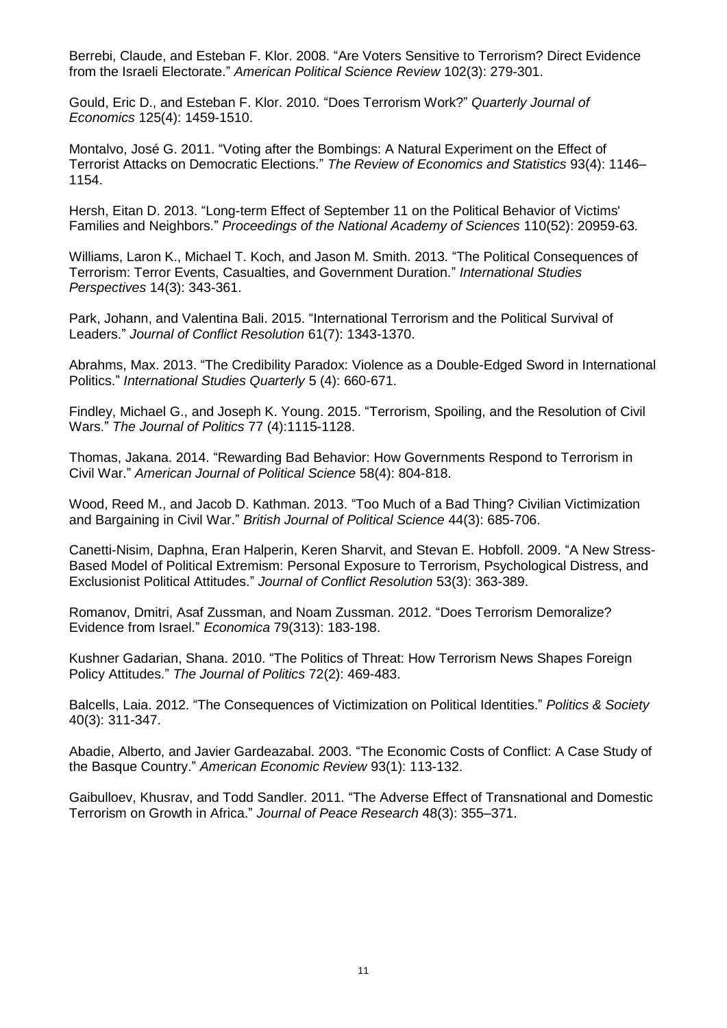Berrebi, Claude, and Esteban F. Klor. 2008. "Are Voters Sensitive to Terrorism? Direct Evidence from the Israeli Electorate." *American Political Science Review* 102(3): 279-301.

Gould, Eric D., and Esteban F. Klor. 2010. "Does Terrorism Work?" *Quarterly Journal of Economics* 125(4): 1459-1510.

Montalvo, José G. 2011. "Voting after the Bombings: A Natural Experiment on the Effect of Terrorist Attacks on Democratic Elections." *The Review of Economics and Statistics* 93(4): 1146–1154.

Hersh, Eitan D. 2013. "Long-term Effect of September 11 on the Political Behavior of Victims' Families and Neighbors." *Proceedings of the National Academy of Sciences* 110(52): 20959-63.

Williams, Laron K., Michael T. Koch, and Jason M. Smith. 2013. "The Political Consequences of Terrorism: Terror Events, Casualties, and Government Duration." *International Studies Perspectives* 14(3): 343-361.

Park, Johann, and Valentina Bali. 2015. "International Terrorism and the Political Survival of Leaders." *Journal of Conflict Resolution* 61(7): 1343-1370.

Abrahms, Max. 2013. "The Credibility Paradox: Violence as a Double-Edged Sword in International Politics." *International Studies Quarterly* 5 (4): 660-671.

Findley, Michael G., and Joseph K. Young. 2015. "Terrorism, Spoiling, and the Resolution of Civil Wars." *The Journal of Politics* 77 (4):1115-1128.

Thomas, Jakana. 2014. "Rewarding Bad Behavior: How Governments Respond to Terrorism in Civil War." *American Journal of Political Science* 58(4): 804-818.

Wood, Reed M., and Jacob D. Kathman. 2013. "Too Much of a Bad Thing? Civilian Victimization and Bargaining in Civil War." *British Journal of Political Science* 44(3): 685-706.

Canetti-Nisim, Daphna, Eran Halperin, Keren Sharvit, and Stevan E. Hobfoll. 2009. "A New Stress-Based Model of Political Extremism: Personal Exposure to Terrorism, Psychological Distress, and Exclusionist Political Attitudes." *Journal of Conflict Resolution* 53(3): 363-389.

Romanov, Dmitri, Asaf Zussman, and Noam Zussman. 2012. "Does Terrorism Demoralize? Evidence from Israel." *Economica* 79(313): 183-198.

Kushner Gadarian, Shana. 2010. "The Politics of Threat: How Terrorism News Shapes Foreign Policy Attitudes." *The Journal of Politics* 72(2): 469-483.

Balcells, Laia. 2012. "The Consequences of Victimization on Political Identities." *Politics & Society* 40(3): 311-347.

Abadie, Alberto, and Javier Gardeazabal. 2003. "The Economic Costs of Conflict: A Case Study of the Basque Country." *American Economic Review* 93(1): 113-132.

Gaibulloev, Khusrav, and Todd Sandler. 2011. "The Adverse Effect of Transnational and Domestic Terrorism on Growth in Africa." *Journal of Peace Research* 48(3): 355–371.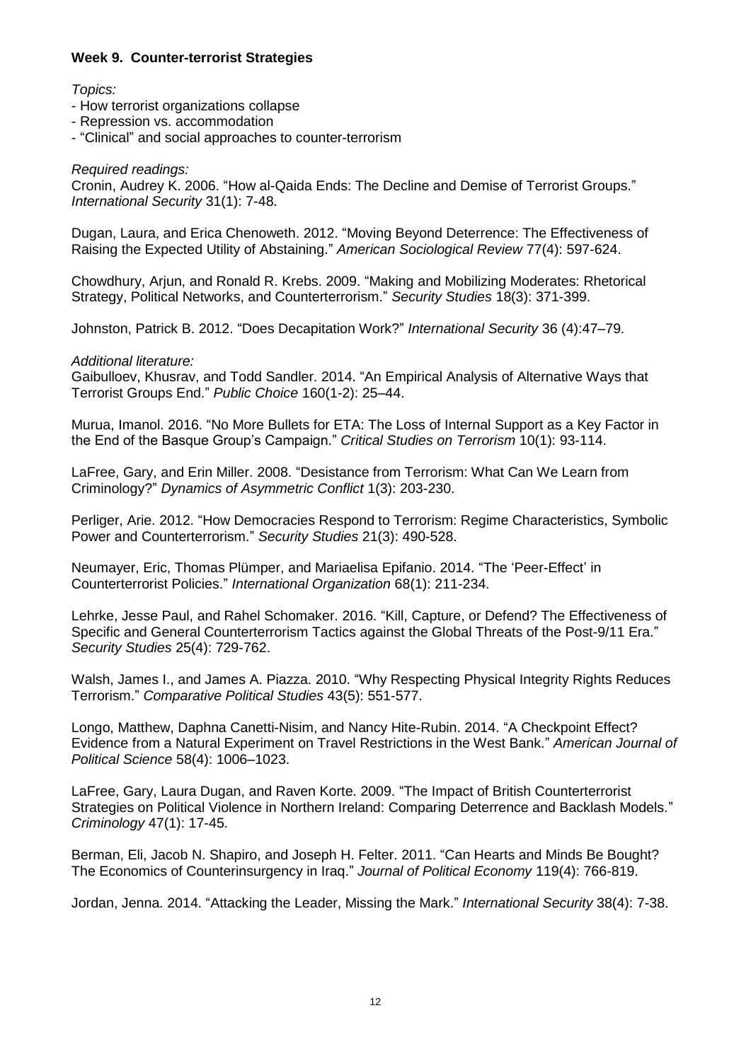**Week 9. Counter-terrorist Strategies**

*Topics:*

- How terrorist organizations collapse
- Repression vs. accommodation
- "Clinical" and social approaches to counter-terrorism

*Required readings:*

Cronin, Audrey K. 2006. "How al-Qaida Ends: The Decline and Demise of Terrorist Groups." *International Security* 31(1): 7-48.

Dugan, Laura, and Erica Chenoweth. 2012. "Moving Beyond Deterrence: The Effectiveness of Raising the Expected Utility of Abstaining." *American Sociological Review* 77(4): 597-624.

Chowdhury, Arjun, and Ronald R. Krebs. 2009. "Making and Mobilizing Moderates: Rhetorical Strategy, Political Networks, and Counterterrorism." *Security Studies* 18(3): 371-399.

Johnston, Patrick B. 2012. "Does Decapitation Work?" *International Security* 36 (4):47–79.

*Additional literature:*

Gaibulloev, Khusrav, and Todd Sandler. 2014. "An Empirical Analysis of Alternative Ways that Terrorist Groups End." *Public Choice* 160(1-2): 25–44.

Murua, Imanol. 2016. "No More Bullets for ETA: The Loss of Internal Support as a Key Factor in the End of the Basque Group's Campaign." *Critical Studies on Terrorism* 10(1): 93-114.

LaFree, Gary, and Erin Miller. 2008. "Desistance from Terrorism: What Can We Learn from Criminology?" *Dynamics of Asymmetric Conflict* 1(3): 203-230.

Perliger, Arie. 2012. "How Democracies Respond to Terrorism: Regime Characteristics, Symbolic Power and Counterterrorism." *Security Studies* 21(3): 490-528.

Neumayer, Eric, Thomas Plümper, and Mariaelisa Epifanio. 2014. "The 'Peer-Effect' in Counterterrorist Policies." *International Organization* 68(1): 211-234.

Lehrke, Jesse Paul, and Rahel Schomaker. 2016. "Kill, Capture, or Defend? The Effectiveness of Specific and General Counterterrorism Tactics against the Global Threats of the Post-9/11 Era." *Security Studies* 25(4): 729-762.

Walsh, James I., and James A. Piazza. 2010. "Why Respecting Physical Integrity Rights Reduces Terrorism." *Comparative Political Studies* 43(5): 551-577.

Longo, Matthew, Daphna Canetti-Nisim, and Nancy Hite-Rubin. 2014. "A Checkpoint Effect? Evidence from a Natural Experiment on Travel Restrictions in the West Bank." *American Journal of Political Science* 58(4): 1006–1023.

LaFree, Gary, Laura Dugan, and Raven Korte. 2009. "The Impact of British Counterterrorist Strategies on Political Violence in Northern Ireland: Comparing Deterrence and Backlash Models." *Criminology* 47(1): 17-45.

Berman, Eli, Jacob N. Shapiro, and Joseph H. Felter. 2011. "Can Hearts and Minds Be Bought? The Economics of Counterinsurgency in Iraq." *Journal of Political Economy* 119(4): 766-819.

Jordan, Jenna. 2014. "Attacking the Leader, Missing the Mark." *International Security* 38(4): 7-38.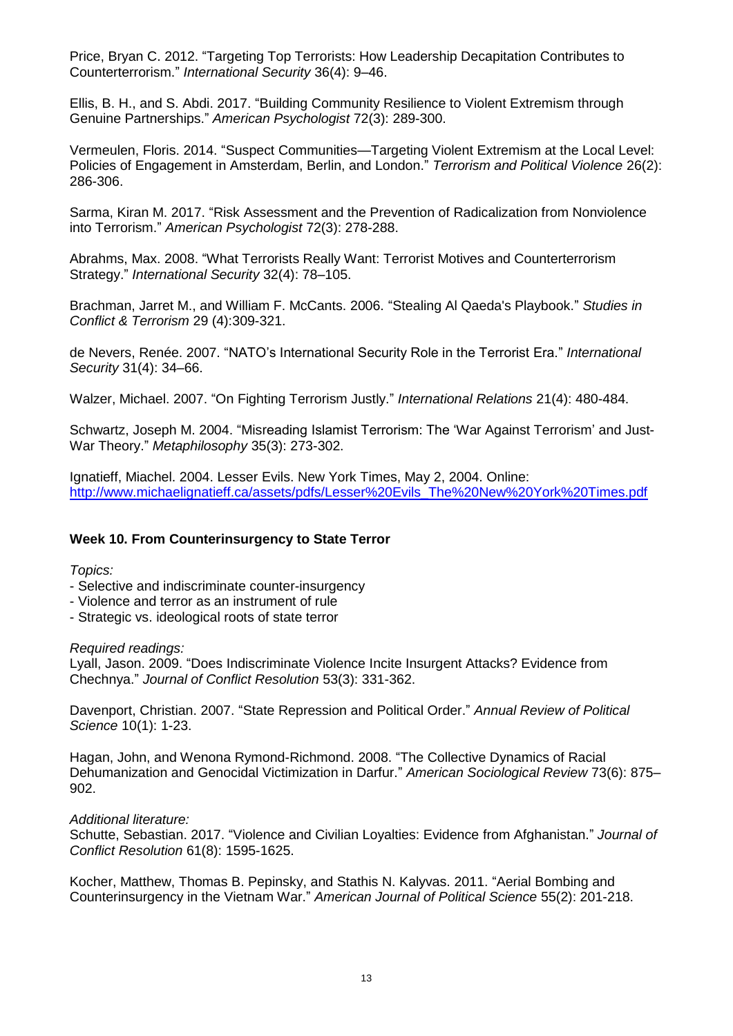Price, Bryan C. 2012. “Targeting Top Terrorists: How Leadership Decapitation Contributes to Counterterrorism.” *International Security* 36(4): 9–46.

Ellis, B. H., and S. Abdi. 2017. “Building Community Resilience to Violent Extremism through Genuine Partnerships.” *American Psychologist* 72(3): 289-300.

Vermeulen, Floris. 2014. “Suspect Communities—Targeting Violent Extremism at the Local Level: Policies of Engagement in Amsterdam, Berlin, and London.” *Terrorism and Political Violence* 26(2): 286-306.

Sarma, Kiran M. 2017. “Risk Assessment and the Prevention of Radicalization from Nonviolence into Terrorism.” *American Psychologist* 72(3): 278-288.

Abrahms, Max. 2008. “What Terrorists Really Want: Terrorist Motives and Counterterrorism Strategy.” *International Security* 32(4): 78–105.

Brachman, Jarret M., and William F. McCants. 2006. “Stealing Al Qaeda's Playbook.” *Studies in Conflict & Terrorism* 29 (4):309-321.

de Nevers, Renée. 2007. “NATO’s International Security Role in the Terrorist Era.” *International Security* 31(4): 34–66.

Walzer, Michael. 2007. “On Fighting Terrorism Justly.” *International Relations* 21(4): 480-484.

Schwartz, Joseph M. 2004. “Misreading Islamist Terrorism: The ‘War Against Terrorism’ and Just-War Theory.” *Metaphilosophy* 35(3): 273-302.

Ignatieff, Miachel. 2004. Lesser Evils. New York Times, May 2, 2004. Online: [http://www.michaelignatieff.ca/assets/pdfs/Lesser%20Evils_The%20New%20York%20Times.pdf](http://www.michaelignatieff.ca/assets/pdfs/Lesser%20Evils_The%20New%20York%20Times.pdf)

### Week 10. From Counterinsurgency to State Terror

*Topics:*

- Selective and indiscriminate counter-insurgency
- Violence and terror as an instrument of rule
- Strategic vs. ideological roots of state terror

*Required readings:*

Lyall, Jason. 2009. “Does Indiscriminate Violence Incite Insurgent Attacks? Evidence from Chechnya.” *Journal of Conflict Resolution* 53(3): 331-362.

Davenport, Christian. 2007. “State Repression and Political Order.” *Annual Review of Political Science* 10(1): 1-23.

Hagan, John, and Wenona Rymond-Richmond. 2008. “The Collective Dynamics of Racial Dehumanization and Genocidal Victimization in Darfur.” *American Sociological Review* 73(6): 875–902.

*Additional literature:*

Schutte, Sebastian. 2017. “Violence and Civilian Loyalties: Evidence from Afghanistan.” *Journal of Conflict Resolution* 61(8): 1595-1625.

Kocher, Matthew, Thomas B. Pepinsky, and Stathis N. Kalyvas. 2011. “Aerial Bombing and Counterinsurgency in the Vietnam War.” *American Journal of Political Science* 55(2): 201-218.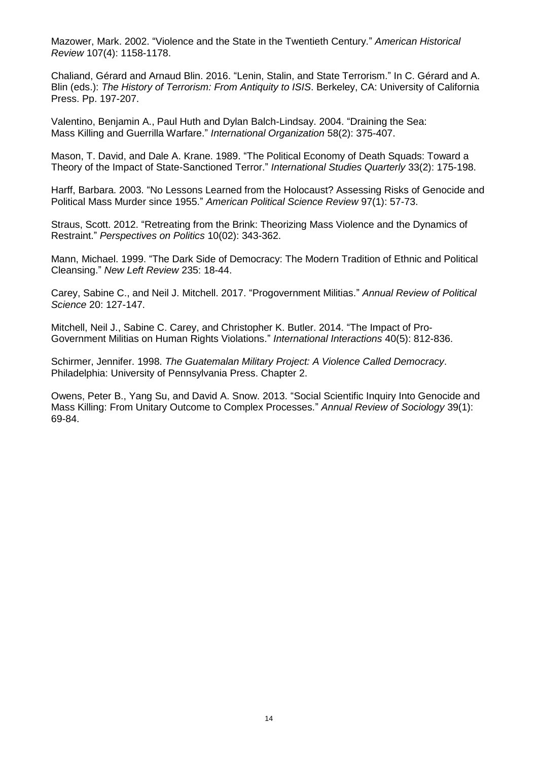Mazower, Mark. 2002. "Violence and the State in the Twentieth Century." *American Historical Review* 107(4): 1158-1178.

Chaliand, Gérard and Arnaud Blin. 2016. "Lenin, Stalin, and State Terrorism." In C. Gérard and A. Blin (eds.): *The History of Terrorism: From Antiquity to ISIS*. Berkeley, CA: University of California Press. Pp. 197-207.

Valentino, Benjamin A., Paul Huth and Dylan Balch-Lindsay. 2004. "Draining the Sea: Mass Killing and Guerrilla Warfare." *International Organization* 58(2): 375-407.

Mason, T. David, and Dale A. Krane. 1989. "The Political Economy of Death Squads: Toward a Theory of the Impact of State-Sanctioned Terror." *International Studies Quarterly* 33(2): 175-198.

Harff, Barbara. 2003. "No Lessons Learned from the Holocaust? Assessing Risks of Genocide and Political Mass Murder since 1955." *American Political Science Review* 97(1): 57-73.

Straus, Scott. 2012. "Retreating from the Brink: Theorizing Mass Violence and the Dynamics of Restraint." *Perspectives on Politics* 10(02): 343-362.

Mann, Michael. 1999. "The Dark Side of Democracy: The Modern Tradition of Ethnic and Political Cleansing." *New Left Review* 235: 18-44.

Carey, Sabine C., and Neil J. Mitchell. 2017. "Progovernment Militias." *Annual Review of Political Science* 20: 127-147.

Mitchell, Neil J., Sabine C. Carey, and Christopher K. Butler. 2014. "The Impact of Pro-Government Militias on Human Rights Violations." *International Interactions* 40(5): 812-836.

Schirmer, Jennifer. 1998. *The Guatemalan Military Project: A Violence Called Democracy*. Philadelphia: University of Pennsylvania Press. Chapter 2.

Owens, Peter B., Yang Su, and David A. Snow. 2013. "Social Scientific Inquiry Into Genocide and Mass Killing: From Unitary Outcome to Complex Processes." *Annual Review of Sociology* 39(1): 69-84.